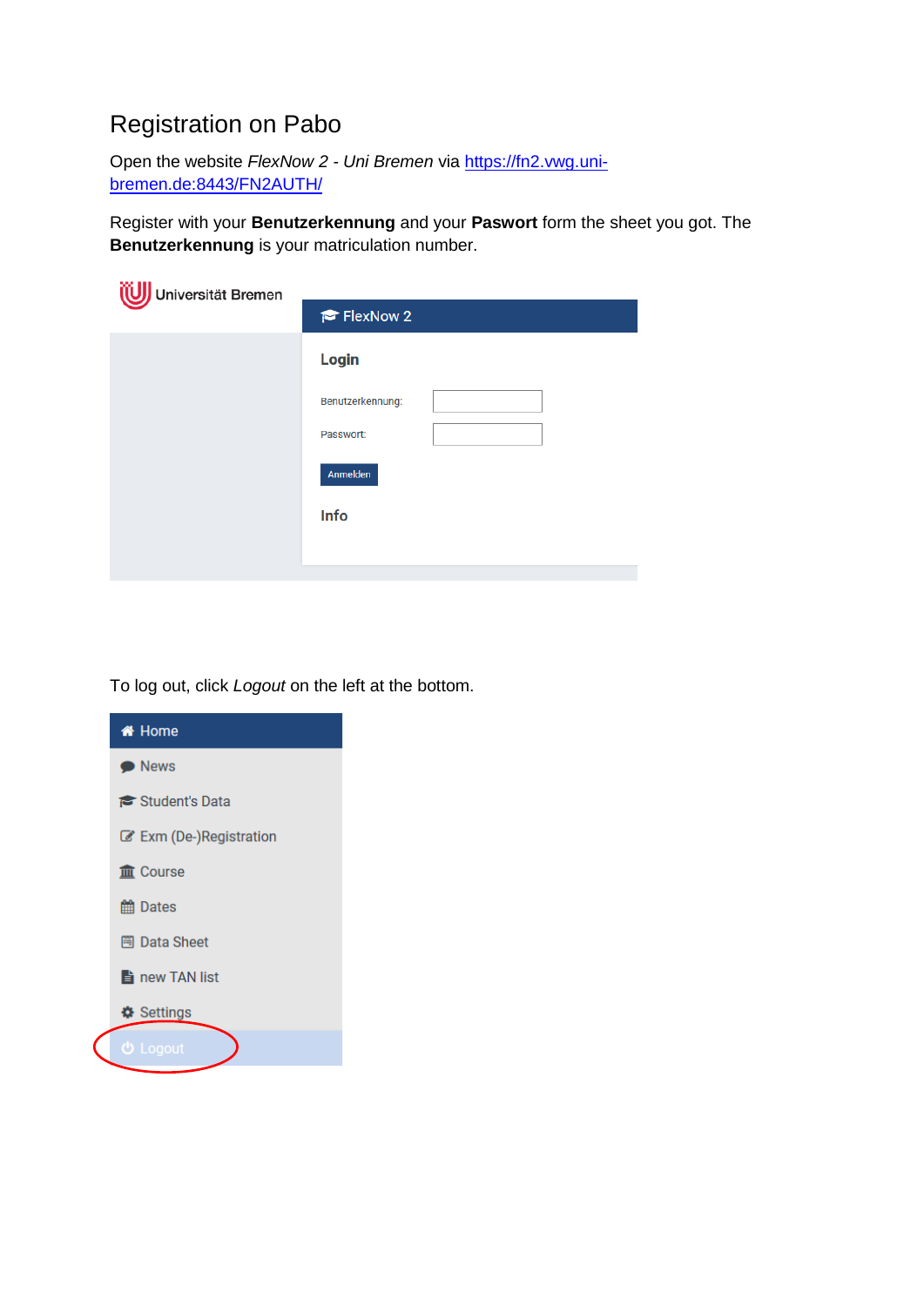# Registration on Pabo

Open the website *FlexNow 2 - Uni Bremen* via [https://fn2.vwg.uni-bremen.de:8443/FN2AUTH/](https://fn2.vwg.uni-bremen.de:8443/FN2AUTH/)

Register with your **Benutzerkennung** and your **Paswort** form the sheet you got. The **Benutzerkennung** is your matriculation number.

To log out, click *Logout* on the left at the bottom.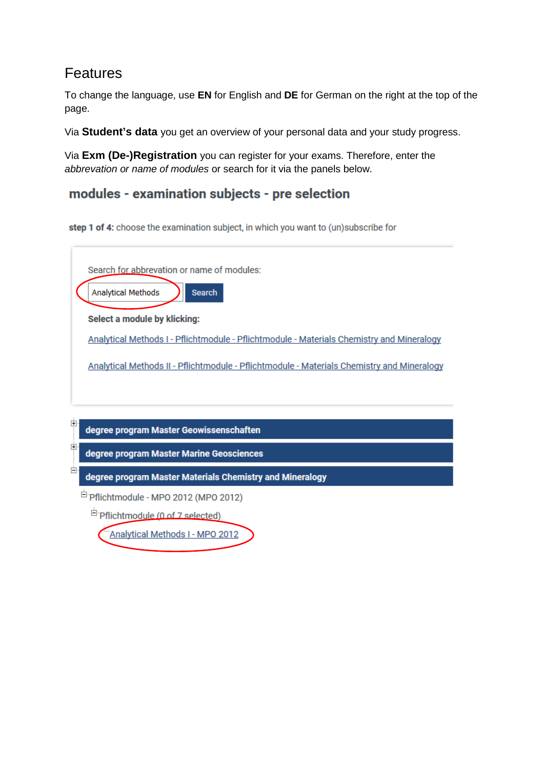## Features

To change the language, use **EN** for English and **DE** for German on the right at the top of the page.

Via **Student's data** you get an overview of your personal data and your study progress.

Via **Exm (De-)Registration** you can register for your exams. Therefore, enter the *abbrevation or name of modules* or search for it via the panels below.

### modules - examination subjects - pre selection

**step 1 of 4:** choose the examination subject, in which you want to (un)subscribe for

Search for abbrevation or name of modules:

Analytical Methods Search

**Select a module by klicking:**

Analytical Methods I - Pflichtmodule - Pflichtmodule - Materials Chemistry and Mineralogy

Analytical Methods II - Pflichtmodule - Pflichtmodule - Materials Chemistry and Mineralogy

**degree program Master Geowissenschaften**

**degree program Master Marine Geosciences**

**degree program Master Materials Chemistry and Mineralogy**

Pflichtmodule - MPO 2012 (MPO 2012)

Pflichtmodule (0 of 7 selected)

Analytical Methods I - MPO 2012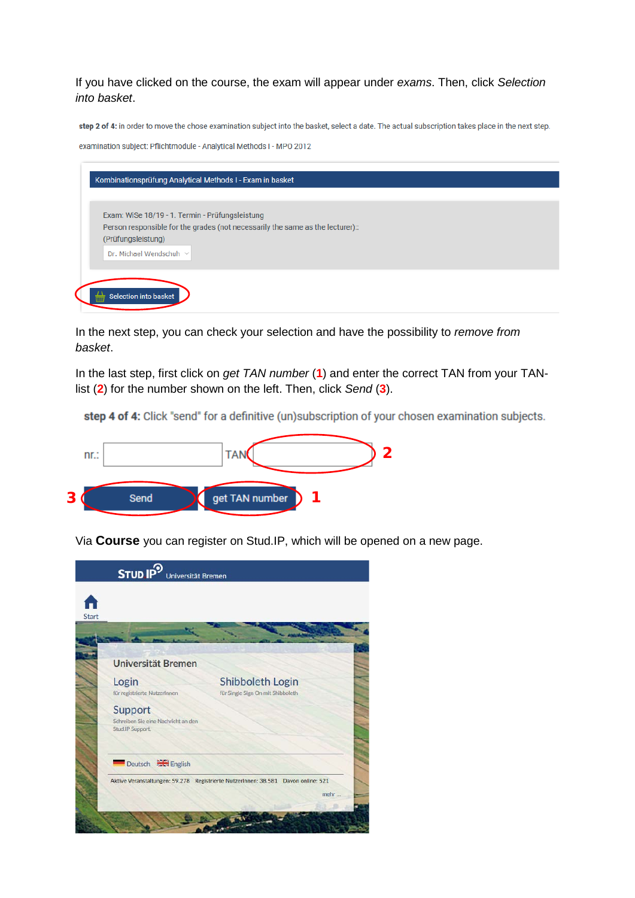If you have clicked on the course, the exam will appear under *exams*. Then, click *Selection into basket*.

**step 2 of 4:** in order to move the chose examination subject into the basket, select a date. The actual subscription takes place in the next step.

examination subject: Pflichtmodule - Analytical Methods I - MPO 2012

Kombinationsprüfung Analytical Methods I - Exam in basket

Exam: WiSe 18/19 - 1. Termin - Prüfungsleistung
Person responsible for the grades (not necessarily the same as the lecturer):
(Prüfungsleistung)
Dr. Michael Wendschuh

Selection into basket

In the next step, you can check your selection and have the possibility to *remove from basket*.

In the last step, first click on *get TAN number* (**1**) and enter the correct TAN from your TAN-list (**2**) for the number shown on the left. Then, click *Send* (**3**).

**step 4 of 4:** Click "send" for a definitive (un)subscription of your chosen examination subjects.

nr.: TAN **2**

**3** Send get TAN number **1**

Via **Course** you can register on Stud.IP, which will be opened on a new page.

STUD IP Universität Bremen

Start

Universität Bremen

Login
für registrierte NutzerInnen

Shibboleth Login
für Single Sign On mit Shibboleth

Support
Schreiben Sie eine Nachricht an den Stud.IP Support.

Deutsch English

Aktive Veranstaltungen: 59.278 Registrierte NutzerInnen: 38.581 Davon online: 521

mehr ...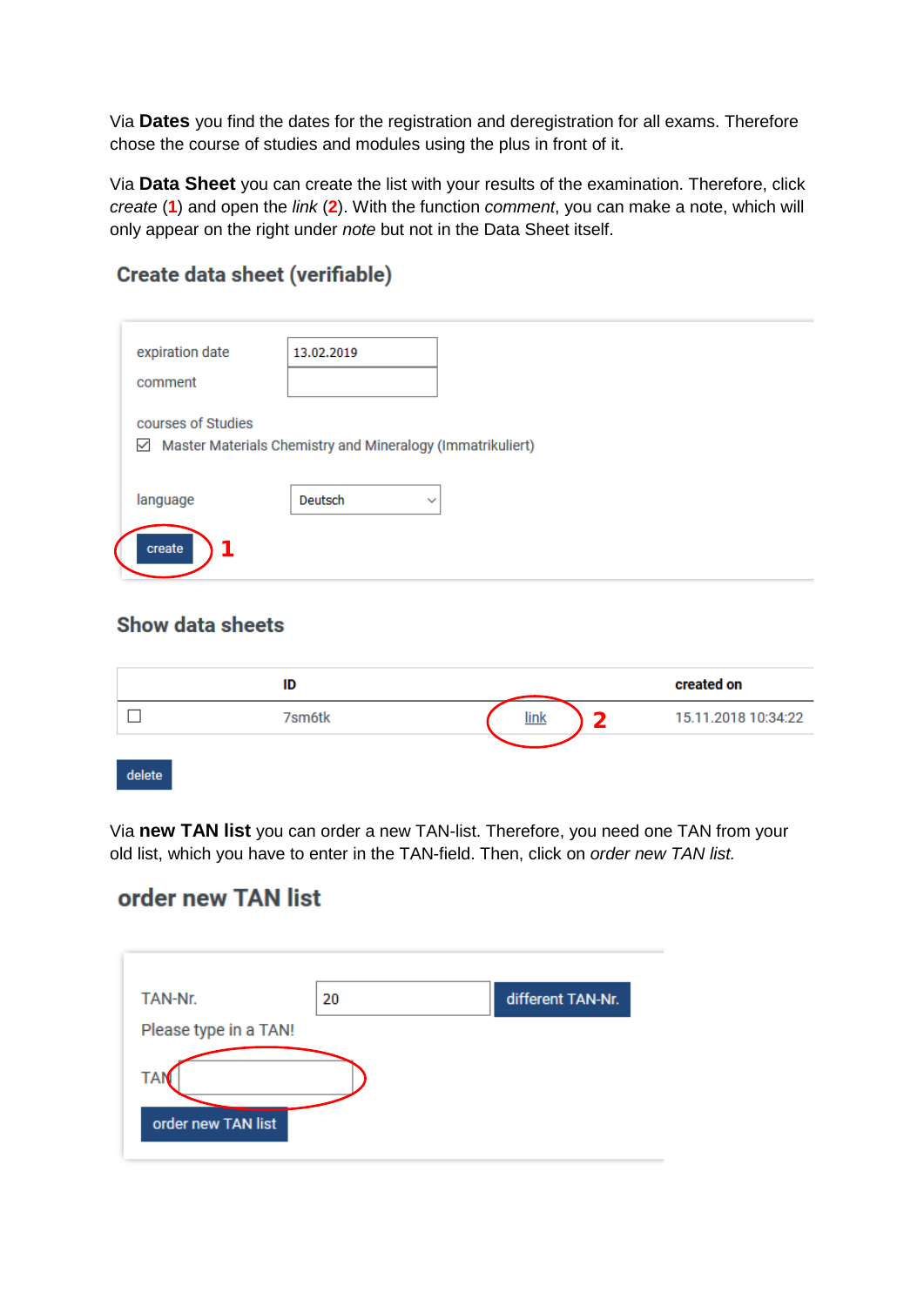Via **Dates** you find the dates for the registration and deregistration for all exams. Therefore chose the course of studies and modules using the plus in front of it.

Via **Data Sheet** you can create the list with your results of the examination. Therefore, click *create* (**1**) and open the *link* (**2**). With the function *comment*, you can make a note, which will only appear on the right under *note* but not in the Data Sheet itself.

## Create data sheet (verifiable)

expiration date 13.02.2019

comment

courses of Studies

☑ Master Materials Chemistry and Mineralogy (Immatrikuliert)

language Deutsch

create **1**

## Show data sheets

| | ID | | created on |
|---|---|---|---|
| ☐ | 7sm6tk | link **2** | 15.11.2018 10:34:22 |

delete

Via **new TAN list** you can order a new TAN-list. Therefore, you need one TAN from your old list, which you have to enter in the TAN-field. Then, click on *order new TAN list.*

## order new TAN list

TAN-Nr. 20 different TAN-Nr.

Please type in a TAN!

TAN

order new TAN list